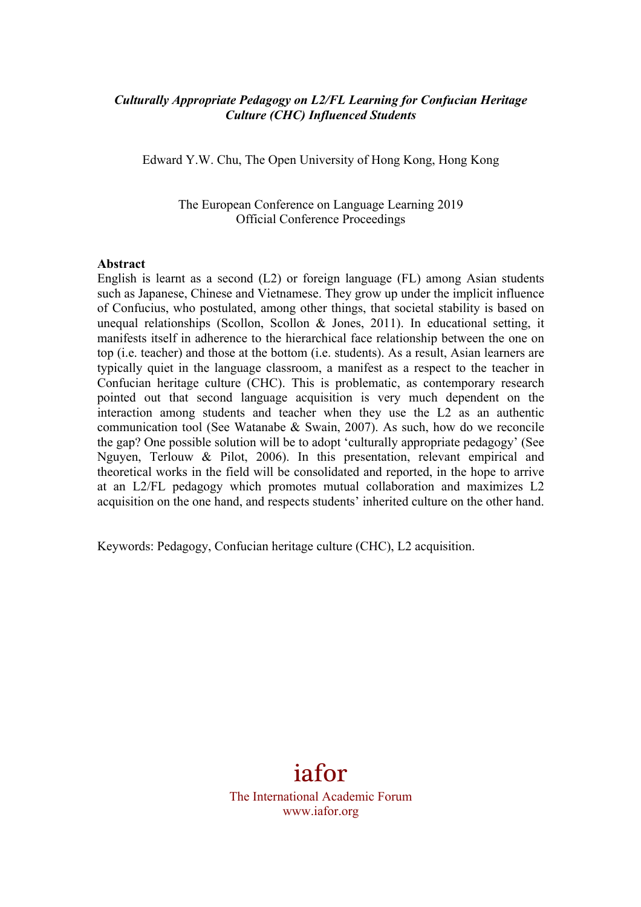***Culturally Appropriate Pedagogy on L2/FL Learning for Confucian Heritage Culture (CHC) Influenced Students***

Edward Y.W. Chu, The Open University of Hong Kong, Hong Kong

The European Conference on Language Learning 2019
Official Conference Proceedings

**Abstract**

English is learnt as a second (L2) or foreign language (FL) among Asian students such as Japanese, Chinese and Vietnamese. They grow up under the implicit influence of Confucius, who postulated, among other things, that societal stability is based on unequal relationships (Scollon, Scollon & Jones, 2011). In educational setting, it manifests itself in adherence to the hierarchical face relationship between the one on top (i.e. teacher) and those at the bottom (i.e. students). As a result, Asian learners are typically quiet in the language classroom, a manifest as a respect to the teacher in Confucian heritage culture (CHC). This is problematic, as contemporary research pointed out that second language acquisition is very much dependent on the interaction among students and teacher when they use the L2 as an authentic communication tool (See Watanabe & Swain, 2007). As such, how do we reconcile the gap? One possible solution will be to adopt 'culturally appropriate pedagogy' (See Nguyen, Terlouw & Pilot, 2006). In this presentation, relevant empirical and theoretical works in the field will be consolidated and reported, in the hope to arrive at an L2/FL pedagogy which promotes mutual collaboration and maximizes L2 acquisition on the one hand, and respects students' inherited culture on the other hand.

Keywords: Pedagogy, Confucian heritage culture (CHC), L2 acquisition.

iafor
The International Academic Forum
www.iafor.org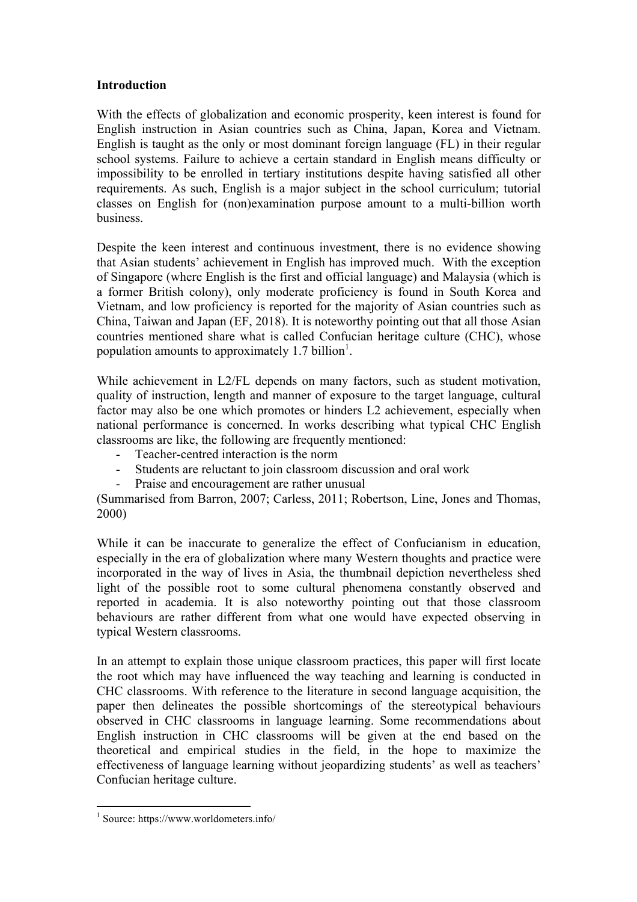**Introduction**

With the effects of globalization and economic prosperity, keen interest is found for English instruction in Asian countries such as China, Japan, Korea and Vietnam. English is taught as the only or most dominant foreign language (FL) in their regular school systems. Failure to achieve a certain standard in English means difficulty or impossibility to be enrolled in tertiary institutions despite having satisfied all other requirements. As such, English is a major subject in the school curriculum; tutorial classes on English for (non)examination purpose amount to a multi-billion worth business.

Despite the keen interest and continuous investment, there is no evidence showing that Asian students' achievement in English has improved much. With the exception of Singapore (where English is the first and official language) and Malaysia (which is a former British colony), only moderate proficiency is found in South Korea and Vietnam, and low proficiency is reported for the majority of Asian countries such as China, Taiwan and Japan (EF, 2018). It is noteworthy pointing out that all those Asian countries mentioned share what is called Confucian heritage culture (CHC), whose population amounts to approximately 1.7 billion[1].

While achievement in L2/FL depends on many factors, such as student motivation, quality of instruction, length and manner of exposure to the target language, cultural factor may also be one which promotes or hinders L2 achievement, especially when national performance is concerned. In works describing what typical CHC English classrooms are like, the following are frequently mentioned:

- Teacher-centred interaction is the norm
- Students are reluctant to join classroom discussion and oral work
- Praise and encouragement are rather unusual

(Summarised from Barron, 2007; Carless, 2011; Robertson, Line, Jones and Thomas, 2000)

While it can be inaccurate to generalize the effect of Confucianism in education, especially in the era of globalization where many Western thoughts and practice were incorporated in the way of lives in Asia, the thumbnail depiction nevertheless shed light of the possible root to some cultural phenomena constantly observed and reported in academia. It is also noteworthy pointing out that those classroom behaviours are rather different from what one would have expected observing in typical Western classrooms.

In an attempt to explain those unique classroom practices, this paper will first locate the root which may have influenced the way teaching and learning is conducted in CHC classrooms. With reference to the literature in second language acquisition, the paper then delineates the possible shortcomings of the stereotypical behaviours observed in CHC classrooms in language learning. Some recommendations about English instruction in CHC classrooms will be given at the end based on the theoretical and empirical studies in the field, in the hope to maximize the effectiveness of language learning without jeopardizing students' as well as teachers' Confucian heritage culture.

---

[1] Source: https://www.worldometers.info/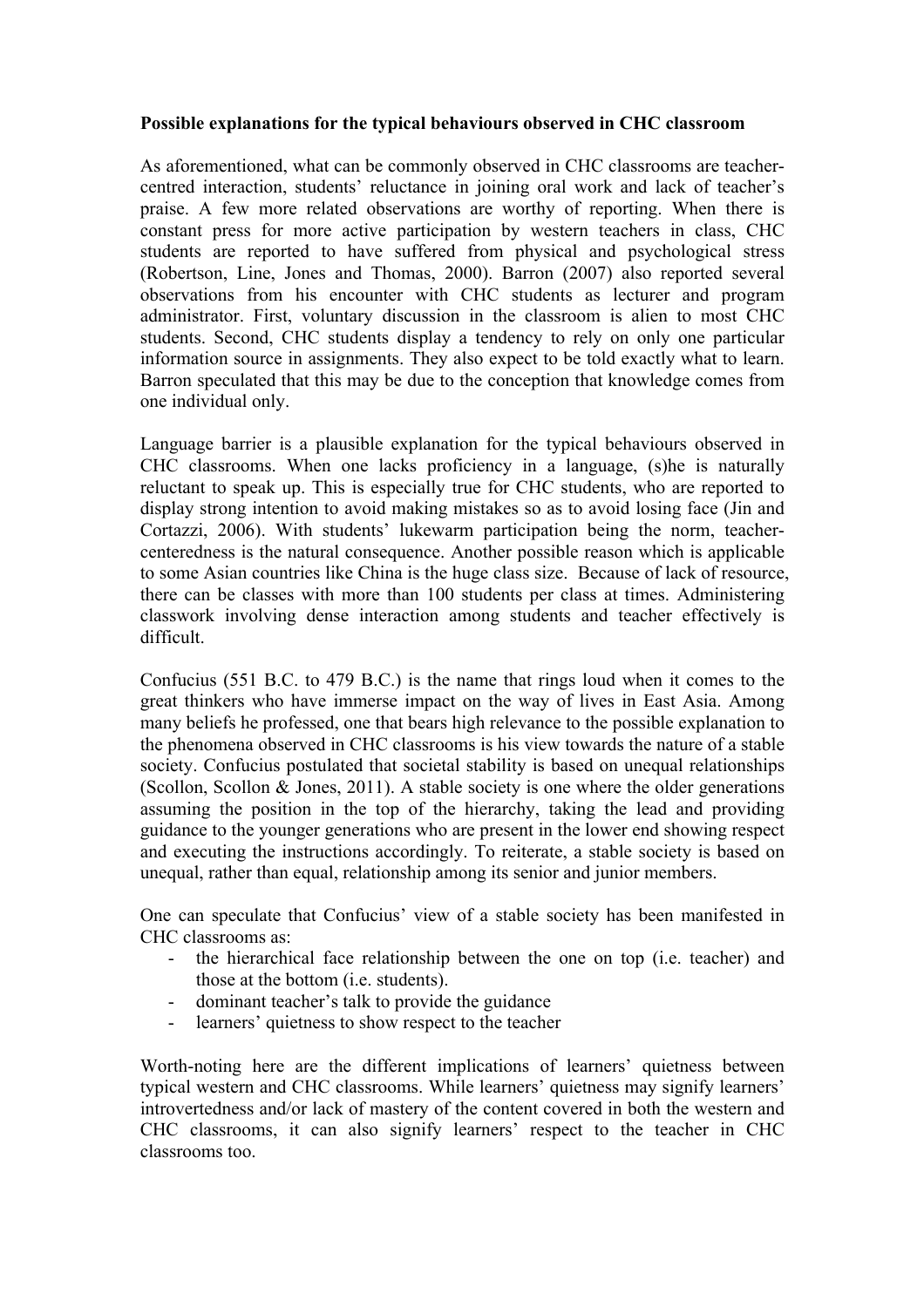**Possible explanations for the typical behaviours observed in CHC classroom**

As aforementioned, what can be commonly observed in CHC classrooms are teacher-centred interaction, students' reluctance in joining oral work and lack of teacher's praise. A few more related observations are worthy of reporting. When there is constant press for more active participation by western teachers in class, CHC students are reported to have suffered from physical and psychological stress (Robertson, Line, Jones and Thomas, 2000). Barron (2007) also reported several observations from his encounter with CHC students as lecturer and program administrator. First, voluntary discussion in the classroom is alien to most CHC students. Second, CHC students display a tendency to rely on only one particular information source in assignments. They also expect to be told exactly what to learn. Barron speculated that this may be due to the conception that knowledge comes from one individual only.

Language barrier is a plausible explanation for the typical behaviours observed in CHC classrooms. When one lacks proficiency in a language, (s)he is naturally reluctant to speak up. This is especially true for CHC students, who are reported to display strong intention to avoid making mistakes so as to avoid losing face (Jin and Cortazzi, 2006). With students' lukewarm participation being the norm, teacher-centeredness is the natural consequence. Another possible reason which is applicable to some Asian countries like China is the huge class size. Because of lack of resource, there can be classes with more than 100 students per class at times. Administering classwork involving dense interaction among students and teacher effectively is difficult.

Confucius (551 B.C. to 479 B.C.) is the name that rings loud when it comes to the great thinkers who have immerse impact on the way of lives in East Asia. Among many beliefs he professed, one that bears high relevance to the possible explanation to the phenomena observed in CHC classrooms is his view towards the nature of a stable society. Confucius postulated that societal stability is based on unequal relationships (Scollon, Scollon & Jones, 2011). A stable society is one where the older generations assuming the position in the top of the hierarchy, taking the lead and providing guidance to the younger generations who are present in the lower end showing respect and executing the instructions accordingly. To reiterate, a stable society is based on unequal, rather than equal, relationship among its senior and junior members.

One can speculate that Confucius' view of a stable society has been manifested in CHC classrooms as:

- the hierarchical face relationship between the one on top (i.e. teacher) and those at the bottom (i.e. students).
- dominant teacher's talk to provide the guidance
- learners' quietness to show respect to the teacher

Worth-noting here are the different implications of learners' quietness between typical western and CHC classrooms. While learners' quietness may signify learners' introvertedness and/or lack of mastery of the content covered in both the western and CHC classrooms, it can also signify learners' respect to the teacher in CHC classrooms too.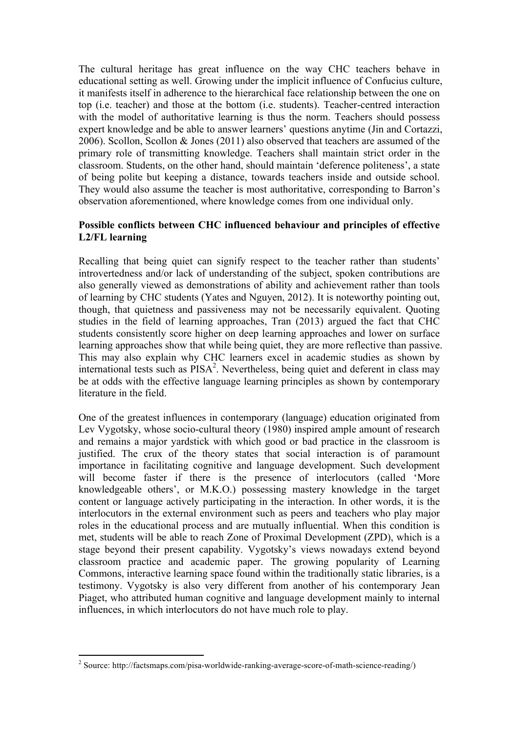The cultural heritage has great influence on the way CHC teachers behave in educational setting as well. Growing under the implicit influence of Confucius culture, it manifests itself in adherence to the hierarchical face relationship between the one on top (i.e. teacher) and those at the bottom (i.e. students). Teacher-centred interaction with the model of authoritative learning is thus the norm. Teachers should possess expert knowledge and be able to answer learners' questions anytime (Jin and Cortazzi, 2006). Scollon, Scollon & Jones (2011) also observed that teachers are assumed of the primary role of transmitting knowledge. Teachers shall maintain strict order in the classroom. Students, on the other hand, should maintain 'deference politeness', a state of being polite but keeping a distance, towards teachers inside and outside school. They would also assume the teacher is most authoritative, corresponding to Barron's observation aforementioned, where knowledge comes from one individual only.

**Possible conflicts between CHC influenced behaviour and principles of effective L2/FL learning**

Recalling that being quiet can signify respect to the teacher rather than students' introvertedness and/or lack of understanding of the subject, spoken contributions are also generally viewed as demonstrations of ability and achievement rather than tools of learning by CHC students (Yates and Nguyen, 2012). It is noteworthy pointing out, though, that quietness and passiveness may not be necessarily equivalent. Quoting studies in the field of learning approaches, Tran (2013) argued the fact that CHC students consistently score higher on deep learning approaches and lower on surface learning approaches show that while being quiet, they are more reflective than passive. This may also explain why CHC learners excel in academic studies as shown by international tests such as PISA[2]. Nevertheless, being quiet and deferent in class may be at odds with the effective language learning principles as shown by contemporary literature in the field.

One of the greatest influences in contemporary (language) education originated from Lev Vygotsky, whose socio-cultural theory (1980) inspired ample amount of research and remains a major yardstick with which good or bad practice in the classroom is justified. The crux of the theory states that social interaction is of paramount importance in facilitating cognitive and language development. Such development will become faster if there is the presence of interlocutors (called 'More knowledgeable others', or M.K.O.) possessing mastery knowledge in the target content or language actively participating in the interaction. In other words, it is the interlocutors in the external environment such as peers and teachers who play major roles in the educational process and are mutually influential. When this condition is met, students will be able to reach Zone of Proximal Development (ZPD), which is a stage beyond their present capability. Vygotsky's views nowadays extend beyond classroom practice and academic paper. The growing popularity of Learning Commons, interactive learning space found within the traditionally static libraries, is a testimony. Vygotsky is also very different from another of his contemporary Jean Piaget, who attributed human cognitive and language development mainly to internal influences, in which interlocutors do not have much role to play.

---

[2] Source: http://factsmaps.com/pisa-worldwide-ranking-average-score-of-math-science-reading/)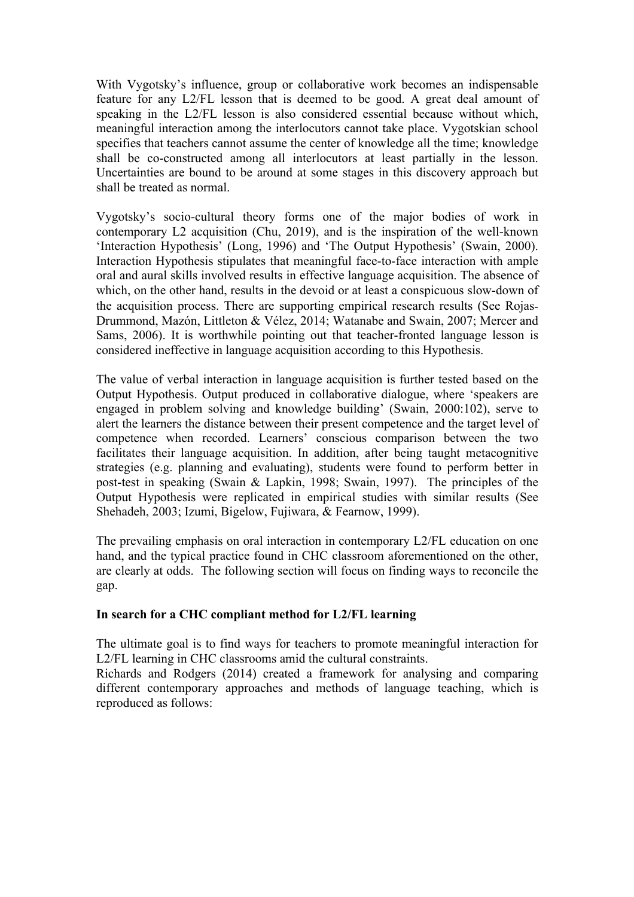With Vygotsky's influence, group or collaborative work becomes an indispensable feature for any L2/FL lesson that is deemed to be good. A great deal amount of speaking in the L2/FL lesson is also considered essential because without which, meaningful interaction among the interlocutors cannot take place. Vygotskian school specifies that teachers cannot assume the center of knowledge all the time; knowledge shall be co-constructed among all interlocutors at least partially in the lesson. Uncertainties are bound to be around at some stages in this discovery approach but shall be treated as normal.

Vygotsky's socio-cultural theory forms one of the major bodies of work in contemporary L2 acquisition (Chu, 2019), and is the inspiration of the well-known 'Interaction Hypothesis' (Long, 1996) and 'The Output Hypothesis' (Swain, 2000). Interaction Hypothesis stipulates that meaningful face-to-face interaction with ample oral and aural skills involved results in effective language acquisition. The absence of which, on the other hand, results in the devoid or at least a conspicuous slow-down of the acquisition process. There are supporting empirical research results (See Rojas-Drummond, Mazón, Littleton & Vélez, 2014; Watanabe and Swain, 2007; Mercer and Sams, 2006). It is worthwhile pointing out that teacher-fronted language lesson is considered ineffective in language acquisition according to this Hypothesis.

The value of verbal interaction in language acquisition is further tested based on the Output Hypothesis. Output produced in collaborative dialogue, where 'speakers are engaged in problem solving and knowledge building' (Swain, 2000:102), serve to alert the learners the distance between their present competence and the target level of competence when recorded. Learners' conscious comparison between the two facilitates their language acquisition. In addition, after being taught metacognitive strategies (e.g. planning and evaluating), students were found to perform better in post-test in speaking (Swain & Lapkin, 1998; Swain, 1997). The principles of the Output Hypothesis were replicated in empirical studies with similar results (See Shehadeh, 2003; Izumi, Bigelow, Fujiwara, & Fearnow, 1999).

The prevailing emphasis on oral interaction in contemporary L2/FL education on one hand, and the typical practice found in CHC classroom aforementioned on the other, are clearly at odds. The following section will focus on finding ways to reconcile the gap.

**In search for a CHC compliant method for L2/FL learning**

The ultimate goal is to find ways for teachers to promote meaningful interaction for L2/FL learning in CHC classrooms amid the cultural constraints.
Richards and Rodgers (2014) created a framework for analysing and comparing different contemporary approaches and methods of language teaching, which is reproduced as follows: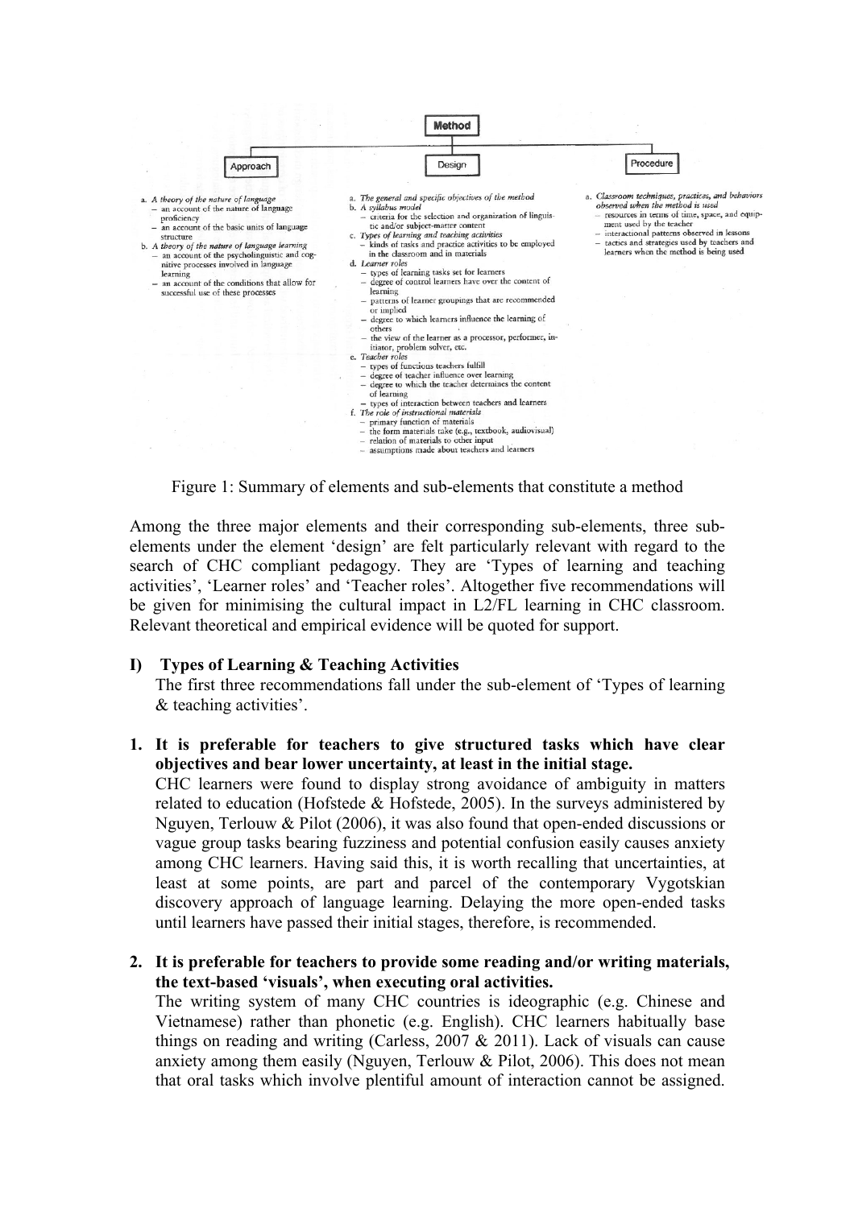Method

Approach

a. *A theory of the nature of language*
 – an account of the nature of language proficiency
 – an account of the basic units of language structure
b. *A theory of the nature of language learning*
 – an account of the psycholinguistic and cognitive processes involved in language learning
 – an account of the conditions that allow for successful use of these processes

Design

a. *The general and specific objectives of the method*
b. *A syllabus model*
 – criteria for the selection and organization of linguistic and/or subject-matter content
c. *Types of learning and teaching activities*
 – kinds of tasks and practice activities to be employed in the classroom and in materials
d. *Learner roles*
 – types of learning tasks set for learners
 – degree of control learners have over the content of learning
 – patterns of learner groupings that are recommended or implied
 – degree to which learners influence the learning of others
 – the view of the learner as a processor, performer, initiator, problem solver, etc.
e. *Teacher roles*
 – types of functions teachers fulfill
 – degree of teacher influence over learning
 – degree to which the teacher determines the content of learning
 – types of interaction between teachers and learners
f. *The role of instructional materials*
 – primary function of materials
 – the form materials take (e.g., textbook, audiovisual)
 – relation of materials to other input
 – assumptions made about teachers and learners

Procedure

a. *Classroom techniques, practices, and behaviors observed when the method is used*
 – resources in terms of time, space, and equipment used by the teacher
 – interactional patterns observed in lessons
 – tactics and strategies used by teachers and learners when the method is being used

Figure 1: Summary of elements and sub-elements that constitute a method

Among the three major elements and their corresponding sub-elements, three sub-elements under the element 'design' are felt particularly relevant with regard to the search of CHC compliant pedagogy. They are 'Types of learning and teaching activities', 'Learner roles' and 'Teacher roles'. Altogether five recommendations will be given for minimising the cultural impact in L2/FL learning in CHC classroom. Relevant theoretical and empirical evidence will be quoted for support.

## I) Types of Learning & Teaching Activities

The first three recommendations fall under the sub-element of 'Types of learning & teaching activities'.

**1. It is preferable for teachers to give structured tasks which have clear objectives and bear lower uncertainty, at least in the initial stage.**

CHC learners were found to display strong avoidance of ambiguity in matters related to education (Hofstede & Hofstede, 2005). In the surveys administered by Nguyen, Terlouw & Pilot (2006), it was also found that open-ended discussions or vague group tasks bearing fuzziness and potential confusion easily causes anxiety among CHC learners. Having said this, it is worth recalling that uncertainties, at least at some points, are part and parcel of the contemporary Vygotskian discovery approach of language learning. Delaying the more open-ended tasks until learners have passed their initial stages, therefore, is recommended.

**2. It is preferable for teachers to provide some reading and/or writing materials, the text-based 'visuals', when executing oral activities.**

The writing system of many CHC countries is ideographic (e.g. Chinese and Vietnamese) rather than phonetic (e.g. English). CHC learners habitually base things on reading and writing (Carless, 2007 & 2011). Lack of visuals can cause anxiety among them easily (Nguyen, Terlouw & Pilot, 2006). This does not mean that oral tasks which involve plentiful amount of interaction cannot be assigned.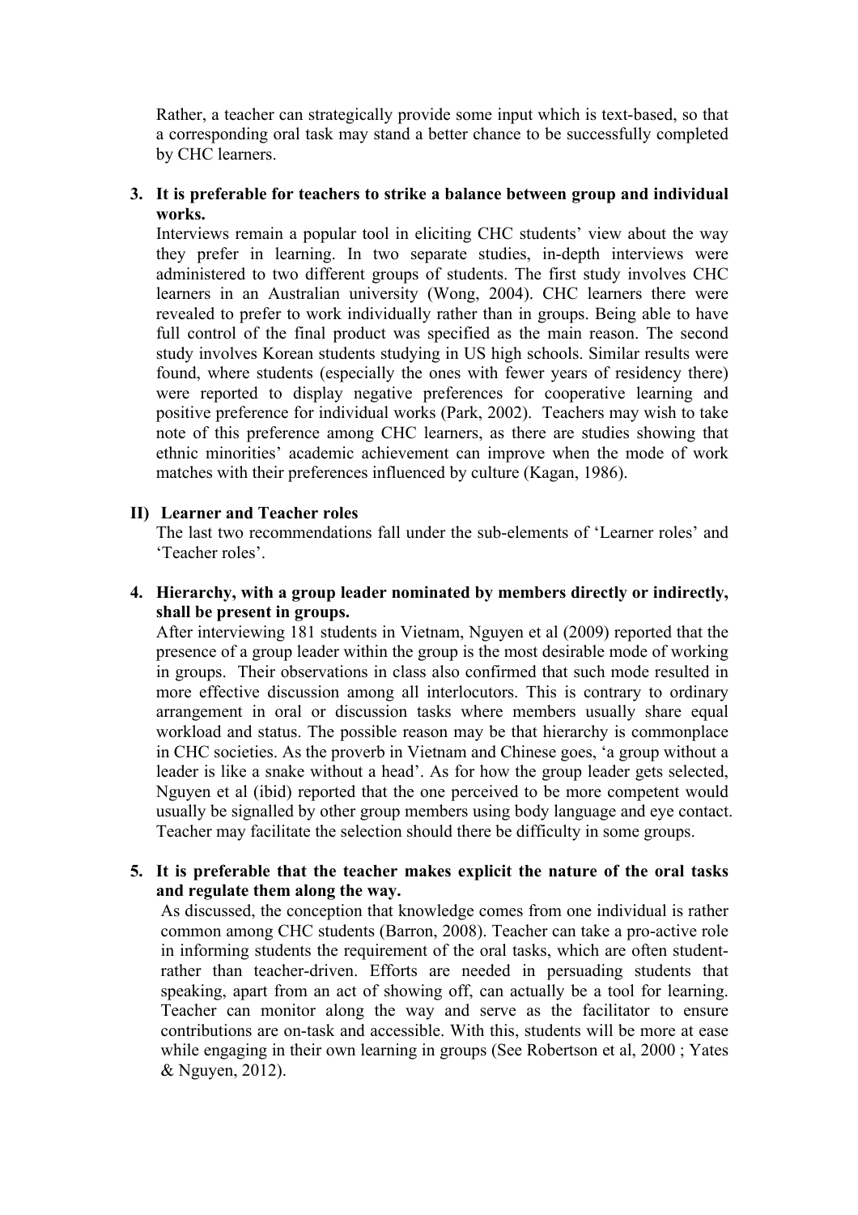Rather, a teacher can strategically provide some input which is text-based, so that a corresponding oral task may stand a better chance to be successfully completed by CHC learners.

3. **It is preferable for teachers to strike a balance between group and individual works.**

   Interviews remain a popular tool in eliciting CHC students' view about the way they prefer in learning. In two separate studies, in-depth interviews were administered to two different groups of students. The first study involves CHC learners in an Australian university (Wong, 2004). CHC learners there were revealed to prefer to work individually rather than in groups. Being able to have full control of the final product was specified as the main reason. The second study involves Korean students studying in US high schools. Similar results were found, where students (especially the ones with fewer years of residency there) were reported to display negative preferences for cooperative learning and positive preference for individual works (Park, 2002). Teachers may wish to take note of this preference among CHC learners, as there are studies showing that ethnic minorities' academic achievement can improve when the mode of work matches with their preferences influenced by culture (Kagan, 1986).

## II) Learner and Teacher roles

The last two recommendations fall under the sub-elements of 'Learner roles' and 'Teacher roles'.

4. **Hierarchy, with a group leader nominated by members directly or indirectly, shall be present in groups.**

   After interviewing 181 students in Vietnam, Nguyen et al (2009) reported that the presence of a group leader within the group is the most desirable mode of working in groups. Their observations in class also confirmed that such mode resulted in more effective discussion among all interlocutors. This is contrary to ordinary arrangement in oral or discussion tasks where members usually share equal workload and status. The possible reason may be that hierarchy is commonplace in CHC societies. As the proverb in Vietnam and Chinese goes, 'a group without a leader is like a snake without a head'. As for how the group leader gets selected, Nguyen et al (ibid) reported that the one perceived to be more competent would usually be signalled by other group members using body language and eye contact. Teacher may facilitate the selection should there be difficulty in some groups.

5. **It is preferable that the teacher makes explicit the nature of the oral tasks and regulate them along the way.**

   As discussed, the conception that knowledge comes from one individual is rather common among CHC students (Barron, 2008). Teacher can take a pro-active role in informing students the requirement of the oral tasks, which are often student- rather than teacher-driven. Efforts are needed in persuading students that speaking, apart from an act of showing off, can actually be a tool for learning. Teacher can monitor along the way and serve as the facilitator to ensure contributions are on-task and accessible. With this, students will be more at ease while engaging in their own learning in groups (See Robertson et al, 2000 ; Yates & Nguyen, 2012).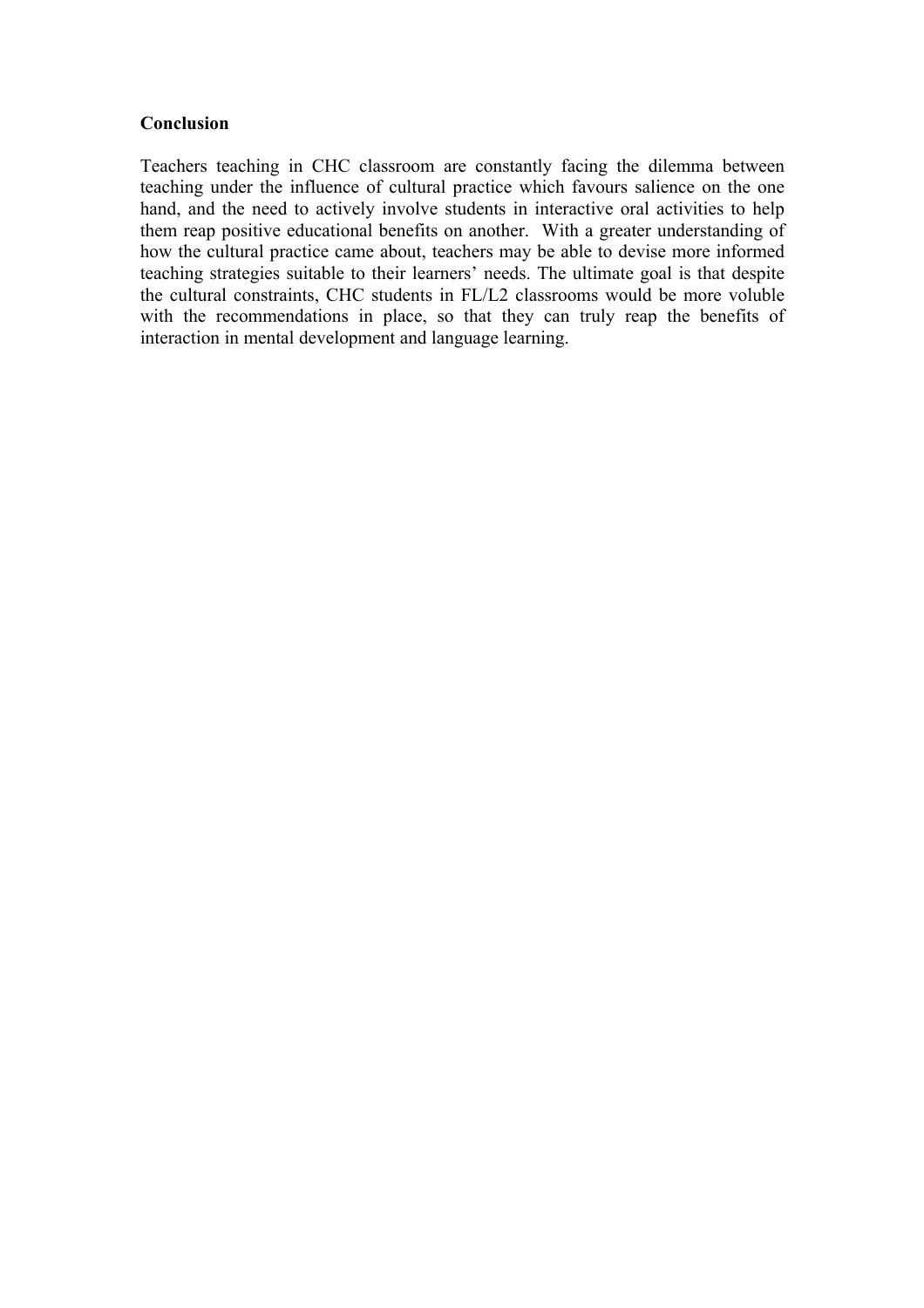## Conclusion

Teachers teaching in CHC classroom are constantly facing the dilemma between teaching under the influence of cultural practice which favours salience on the one hand, and the need to actively involve students in interactive oral activities to help them reap positive educational benefits on another. With a greater understanding of how the cultural practice came about, teachers may be able to devise more informed teaching strategies suitable to their learners' needs. The ultimate goal is that despite the cultural constraints, CHC students in FL/L2 classrooms would be more voluble with the recommendations in place, so that they can truly reap the benefits of interaction in mental development and language learning.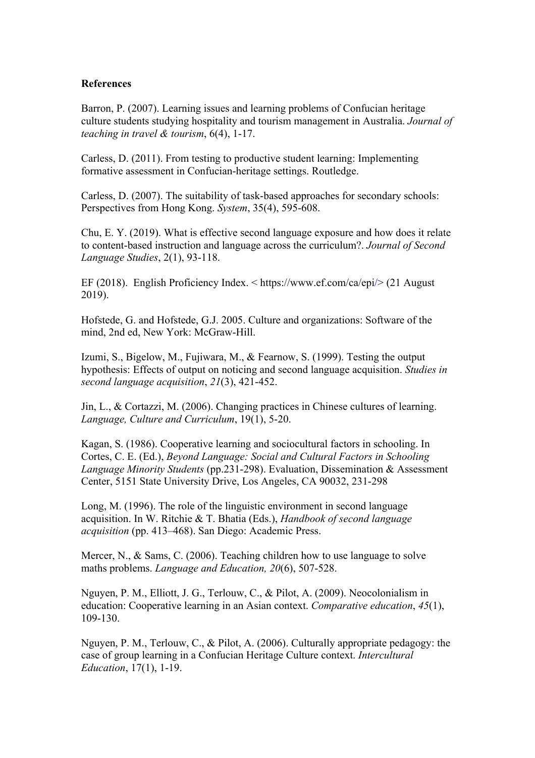**References**

Barron, P. (2007). Learning issues and learning problems of Confucian heritage culture students studying hospitality and tourism management in Australia. *Journal of teaching in travel & tourism*, 6(4), 1-17.

Carless, D. (2011). From testing to productive student learning: Implementing formative assessment in Confucian-heritage settings. Routledge.

Carless, D. (2007). The suitability of task-based approaches for secondary schools: Perspectives from Hong Kong. *System*, 35(4), 595-608.

Chu, E. Y. (2019). What is effective second language exposure and how does it relate to content-based instruction and language across the curriculum?. *Journal of Second Language Studies*, 2(1), 93-118.

EF (2018). English Proficiency Index. < https://www.ef.com/ca/epi/> (21 August 2019).

Hofstede, G. and Hofstede, G.J. 2005. Culture and organizations: Software of the mind, 2nd ed, New York: McGraw-Hill.

Izumi, S., Bigelow, M., Fujiwara, M., & Fearnow, S. (1999). Testing the output hypothesis: Effects of output on noticing and second language acquisition. *Studies in second language acquisition*, *21*(3), 421-452.

Jin, L., & Cortazzi, M. (2006). Changing practices in Chinese cultures of learning. *Language, Culture and Curriculum*, 19(1), 5-20.

Kagan, S. (1986). Cooperative learning and sociocultural factors in schooling. In Cortes, C. E. (Ed.), *Beyond Language: Social and Cultural Factors in Schooling Language Minority Students* (pp.231-298). Evaluation, Dissemination & Assessment Center, 5151 State University Drive, Los Angeles, CA 90032, 231-298

Long, M. (1996). The role of the linguistic environment in second language acquisition. In W. Ritchie & T. Bhatia (Eds.), *Handbook of second language acquisition* (pp. 413–468). San Diego: Academic Press.

Mercer, N., & Sams, C. (2006). Teaching children how to use language to solve maths problems. *Language and Education, 20*(6), 507-528.

Nguyen, P. M., Elliott, J. G., Terlouw, C., & Pilot, A. (2009). Neocolonialism in education: Cooperative learning in an Asian context. *Comparative education*, *45*(1), 109-130.

Nguyen, P. M., Terlouw, C., & Pilot, A. (2006). Culturally appropriate pedagogy: the case of group learning in a Confucian Heritage Culture context. *Intercultural Education*, 17(1), 1-19.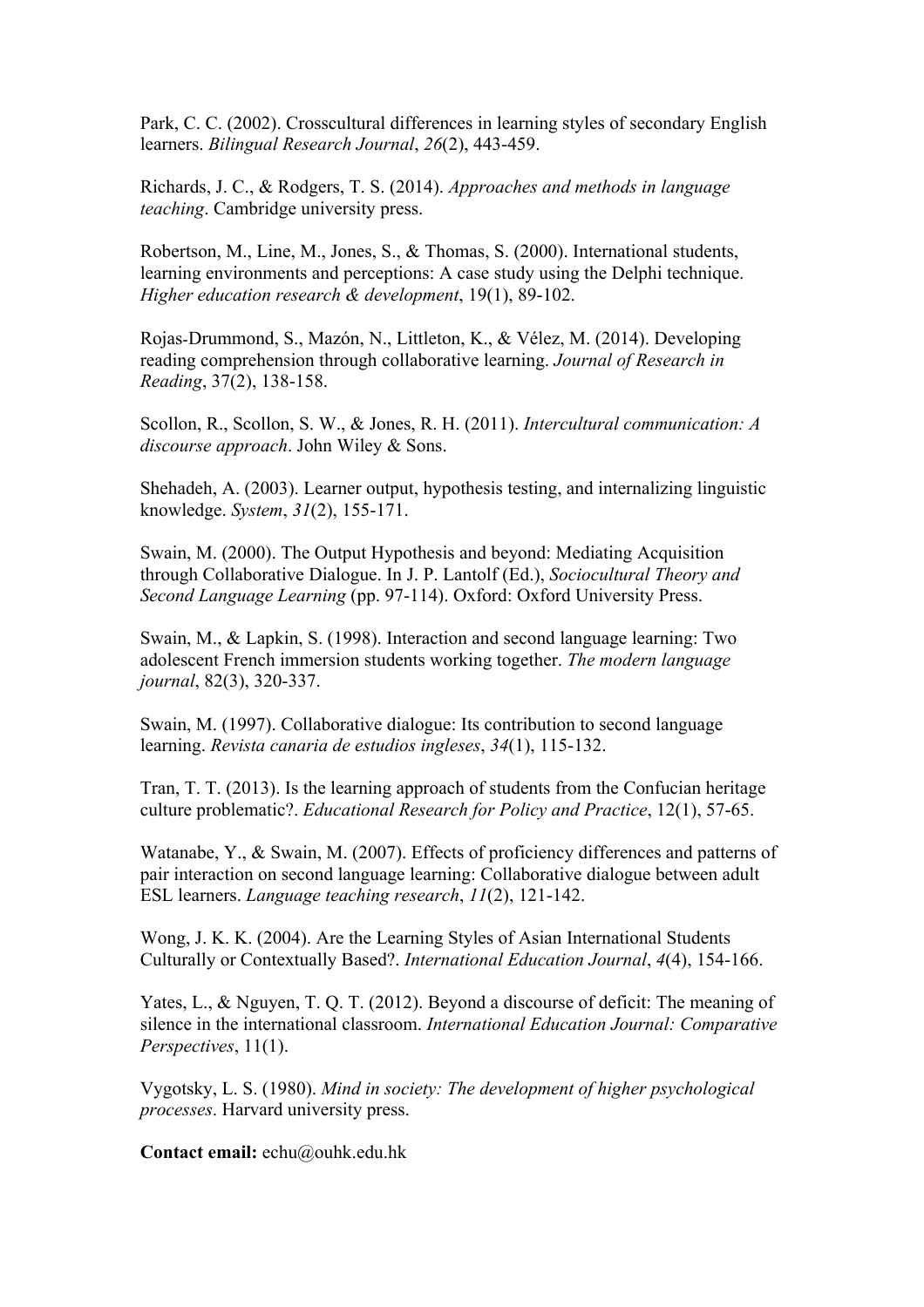Park, C. C. (2002). Crosscultural differences in learning styles of secondary English learners. *Bilingual Research Journal*, *26*(2), 443-459.

Richards, J. C., & Rodgers, T. S. (2014). *Approaches and methods in language teaching*. Cambridge university press.

Robertson, M., Line, M., Jones, S., & Thomas, S. (2000). International students, learning environments and perceptions: A case study using the Delphi technique. *Higher education research & development*, 19(1), 89-102.

Rojas-Drummond, S., Mazón, N., Littleton, K., & Vélez, M. (2014). Developing reading comprehension through collaborative learning. *Journal of Research in Reading*, 37(2), 138-158.

Scollon, R., Scollon, S. W., & Jones, R. H. (2011). *Intercultural communication: A discourse approach*. John Wiley & Sons.

Shehadeh, A. (2003). Learner output, hypothesis testing, and internalizing linguistic knowledge. *System*, *31*(2), 155-171.

Swain, M. (2000). The Output Hypothesis and beyond: Mediating Acquisition through Collaborative Dialogue. In J. P. Lantolf (Ed.), *Sociocultural Theory and Second Language Learning* (pp. 97-114). Oxford: Oxford University Press.

Swain, M., & Lapkin, S. (1998). Interaction and second language learning: Two adolescent French immersion students working together. *The modern language journal*, 82(3), 320-337.

Swain, M. (1997). Collaborative dialogue: Its contribution to second language learning. *Revista canaria de estudios ingleses*, *34*(1), 115-132.

Tran, T. T. (2013). Is the learning approach of students from the Confucian heritage culture problematic?. *Educational Research for Policy and Practice*, 12(1), 57-65.

Watanabe, Y., & Swain, M. (2007). Effects of proficiency differences and patterns of pair interaction on second language learning: Collaborative dialogue between adult ESL learners. *Language teaching research*, *11*(2), 121-142.

Wong, J. K. K. (2004). Are the Learning Styles of Asian International Students Culturally or Contextually Based?. *International Education Journal*, *4*(4), 154-166.

Yates, L., & Nguyen, T. Q. T. (2012). Beyond a discourse of deficit: The meaning of silence in the international classroom. *International Education Journal: Comparative Perspectives*, 11(1).

Vygotsky, L. S. (1980). *Mind in society: The development of higher psychological processes*. Harvard university press.

**Contact email:** echu@ouhk.edu.hk